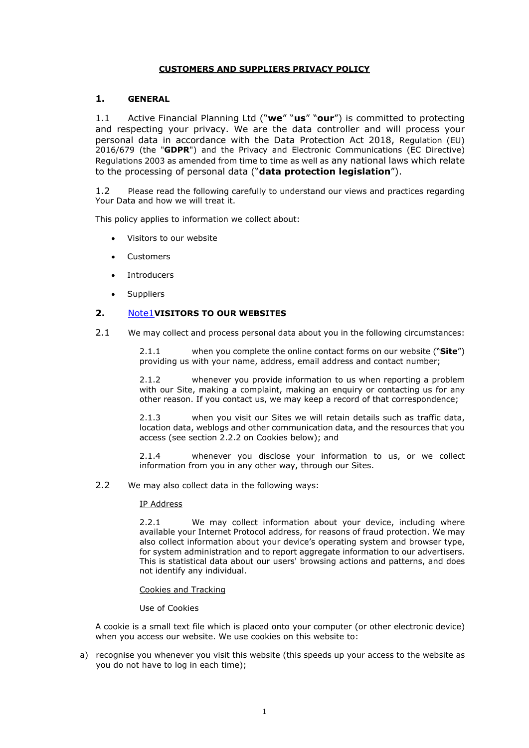# CUSTOMERS AND SUPPLIERS PRIVACY POLICY

## 1. GENERAL

1.1 Active Financial Planning Ltd ("**we**" "**us**" "**our**") is committed to protecting and respecting your privacy. We are the data controller and will process your personal data in accordance with the Data Protection Act 2018, Regulation (EU) 2016/679 (the "**GDPR**") and the Privacy and Electronic Communications (EC Directive) Regulations 2003 as amended from time to time as well as any national laws which relate to the processing of personal data ("**data protection legislation**").

1.2 Please read the following carefully to understand our views and practices regarding Your Data and how we will treat it.

This policy applies to information we collect about:

- Visitors to our website
- Customers
- Introducers
- Suppliers

## 2. [Note1](#)VISITORS TO OUR WEBSITES

2.1 We may collect and process personal data about you in the following circumstances:

2.1.1 when you complete the online contact forms on our website ("**Site**") providing us with your name, address, email address and contact number;

2.1.2 whenever you provide information to us when reporting a problem with our Site, making a complaint, making an enquiry or contacting us for any other reason. If you contact us, we may keep a record of that correspondence;

2.1.3 when you visit our Sites we will retain details such as traffic data, location data, weblogs and other communication data, and the resources that you access (see section 2.2.2 on Cookies below); and

2.1.4 whenever you disclose your information to us, or we collect information from you in any other way, through our Sites.

2.2 We may also collect data in the following ways:

<u>IP Address</u>

2.2.1 We may collect information about your device, including where available your Internet Protocol address, for reasons of fraud protection. We may also collect information about your device's operating system and browser type, for system administration and to report aggregate information to our advertisers. This is statistical data about our users' browsing actions and patterns, and does not identify any individual.

<u>Cookies and Tracking</u>

Use of Cookies

A cookie is a small text file which is placed onto your computer (or other electronic device) when you access our website. We use cookies on this website to:

a) recognise you whenever you visit this website (this speeds up your access to the website as you do not have to log in each time);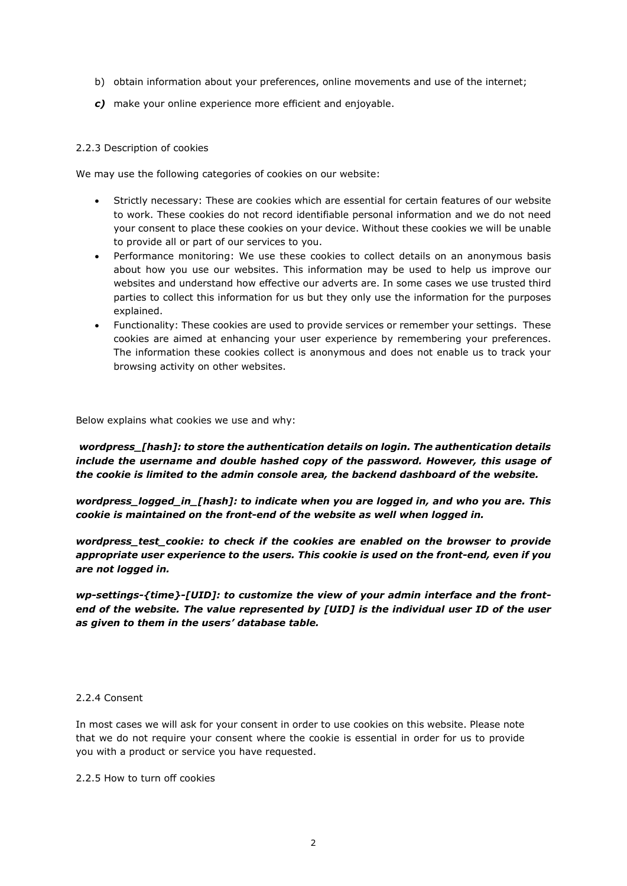b) obtain information about your preferences, online movements and use of the internet;

***c)*** make your online experience more efficient and enjoyable.

2.2.3 Description of cookies

We may use the following categories of cookies on our website:

- Strictly necessary: These are cookies which are essential for certain features of our website to work. These cookies do not record identifiable personal information and we do not need your consent to place these cookies on your device. Without these cookies we will be unable to provide all or part of our services to you.
- Performance monitoring: We use these cookies to collect details on an anonymous basis about how you use our websites. This information may be used to help us improve our websites and understand how effective our adverts are. In some cases we use trusted third parties to collect this information for us but they only use the information for the purposes explained.
- Functionality: These cookies are used to provide services or remember your settings. These cookies are aimed at enhancing your user experience by remembering your preferences. The information these cookies collect is anonymous and does not enable us to track your browsing activity on other websites.

Below explains what cookies we use and why:

***wordpress_[hash]: to store the authentication details on login. The authentication details include the username and double hashed copy of the password. However, this usage of the cookie is limited to the admin console area, the backend dashboard of the website.***

***wordpress_logged_in_[hash]: to indicate when you are logged in, and who you are. This cookie is maintained on the front-end of the website as well when logged in.***

***wordpress_test_cookie: to check if the cookies are enabled on the browser to provide appropriate user experience to the users. This cookie is used on the front-end, even if you are not logged in.***

***wp-settings-{time}-[UID]: to customize the view of your admin interface and the front-end of the website. The value represented by [UID] is the individual user ID of the user as given to them in the users' database table.***

2.2.4 Consent

In most cases we will ask for your consent in order to use cookies on this website. Please note that we do not require your consent where the cookie is essential in order for us to provide you with a product or service you have requested.

2.2.5 How to turn off cookies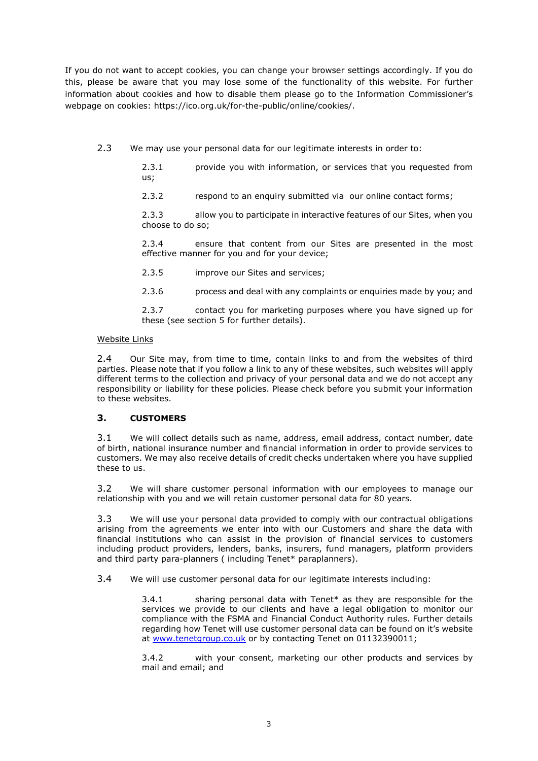If you do not want to accept cookies, you can change your browser settings accordingly. If you do this, please be aware that you may lose some of the functionality of this website. For further information about cookies and how to disable them please go to the Information Commissioner's webpage on cookies: https://ico.org.uk/for-the-public/online/cookies/.

2.3 We may use your personal data for our legitimate interests in order to:

2.3.1 provide you with information, or services that you requested from us;

2.3.2 respond to an enquiry submitted via our online contact forms;

2.3.3 allow you to participate in interactive features of our Sites, when you choose to do so;

2.3.4 ensure that content from our Sites are presented in the most effective manner for you and for your device;

2.3.5 improve our Sites and services;

2.3.6 process and deal with any complaints or enquiries made by you; and

2.3.7 contact you for marketing purposes where you have signed up for these (see section 5 for further details).

Website Links

2.4 Our Site may, from time to time, contain links to and from the websites of third parties. Please note that if you follow a link to any of these websites, such websites will apply different terms to the collection and privacy of your personal data and we do not accept any responsibility or liability for these policies. Please check before you submit your information to these websites.

## 3. CUSTOMERS

3.1 We will collect details such as name, address, email address, contact number, date of birth, national insurance number and financial information in order to provide services to customers. We may also receive details of credit checks undertaken where you have supplied these to us.

3.2 We will share customer personal information with our employees to manage our relationship with you and we will retain customer personal data for 80 years.

3.3 We will use your personal data provided to comply with our contractual obligations arising from the agreements we enter into with our Customers and share the data with financial institutions who can assist in the provision of financial services to customers including product providers, lenders, banks, insurers, fund managers, platform providers and third party para-planners ( including Tenet* paraplanners).

3.4 We will use customer personal data for our legitimate interests including:

3.4.1 sharing personal data with Tenet* as they are responsible for the services we provide to our clients and have a legal obligation to monitor our compliance with the FSMA and Financial Conduct Authority rules. Further details regarding how Tenet will use customer personal data can be found on it's website at [www.tenetgroup.co.uk](http://www.tenetgroup.co.uk) or by contacting Tenet on 01132390011;

3.4.2 with your consent, marketing our other products and services by mail and email; and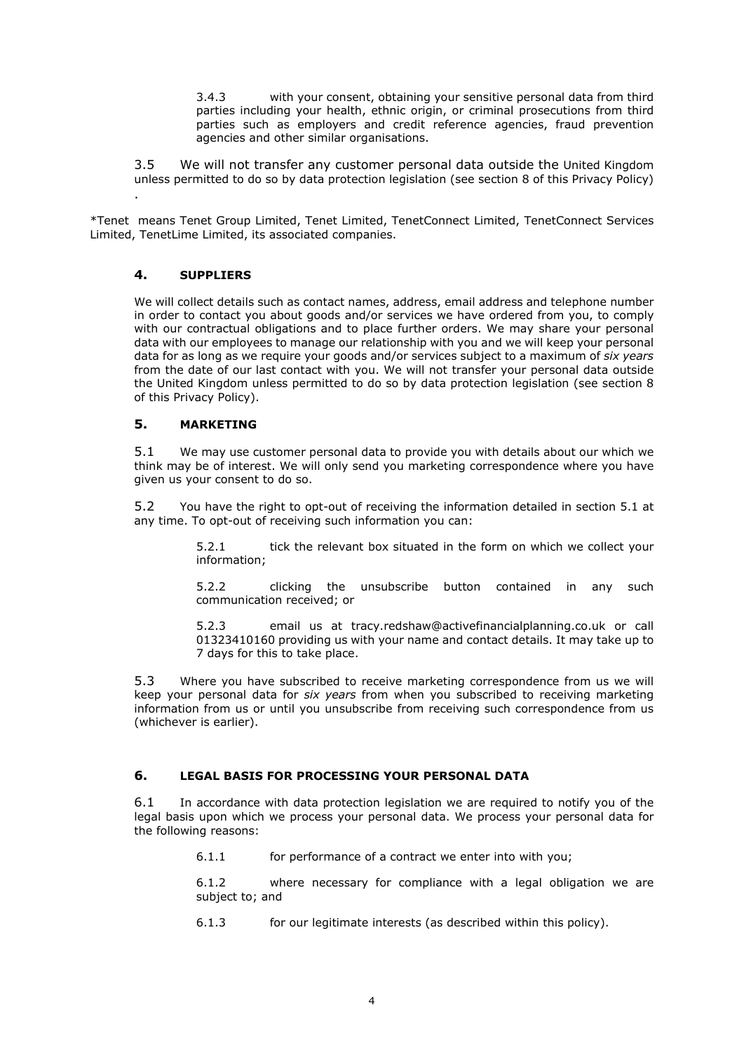3.4.3 with your consent, obtaining your sensitive personal data from third parties including your health, ethnic origin, or criminal prosecutions from third parties such as employers and credit reference agencies, fraud prevention agencies and other similar organisations.

3.5 We will not transfer any customer personal data outside the United Kingdom unless permitted to do so by data protection legislation (see section 8 of this Privacy Policy) .

*Tenet means Tenet Group Limited, Tenet Limited, TenetConnect Limited, TenetConnect Services Limited, TenetLime Limited, its associated companies.

## 4. SUPPLIERS

We will collect details such as contact names, address, email address and telephone number in order to contact you about goods and/or services we have ordered from you, to comply with our contractual obligations and to place further orders. We may share your personal data with our employees to manage our relationship with you and we will keep your personal data for as long as we require your goods and/or services subject to a maximum of *six years* from the date of our last contact with you. We will not transfer your personal data outside the United Kingdom unless permitted to do so by data protection legislation (see section 8 of this Privacy Policy).

## 5. MARKETING

5.1 We may use customer personal data to provide you with details about our which we think may be of interest. We will only send you marketing correspondence where you have given us your consent to do so.

5.2 You have the right to opt-out of receiving the information detailed in section 5.1 at any time. To opt-out of receiving such information you can:

5.2.1 tick the relevant box situated in the form on which we collect your information;

5.2.2 clicking the unsubscribe button contained in any such communication received; or

5.2.3 email us at tracy.redshaw@activefinancialplanning.co.uk or call 01323410160 providing us with your name and contact details. It may take up to 7 days for this to take place.

5.3 Where you have subscribed to receive marketing correspondence from us we will keep your personal data for *six years* from when you subscribed to receiving marketing information from us or until you unsubscribe from receiving such correspondence from us (whichever is earlier).

## 6. LEGAL BASIS FOR PROCESSING YOUR PERSONAL DATA

6.1 In accordance with data protection legislation we are required to notify you of the legal basis upon which we process your personal data. We process your personal data for the following reasons:

6.1.1 for performance of a contract we enter into with you;

6.1.2 where necessary for compliance with a legal obligation we are subject to; and

6.1.3 for our legitimate interests (as described within this policy).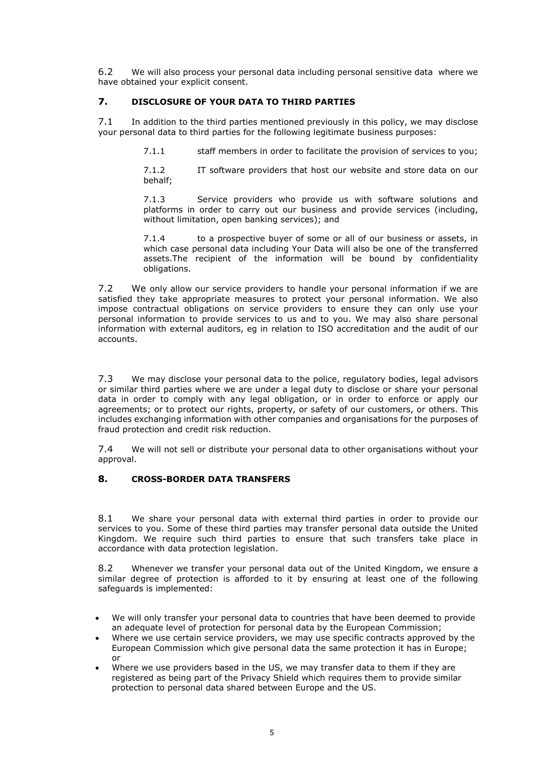6.2 We will also process your personal data including personal sensitive data where we have obtained your explicit consent.

## 7. DISCLOSURE OF YOUR DATA TO THIRD PARTIES

7.1 In addition to the third parties mentioned previously in this policy, we may disclose your personal data to third parties for the following legitimate business purposes:

> 7.1.1 staff members in order to facilitate the provision of services to you;
>
> 7.1.2 IT software providers that host our website and store data on our behalf;
>
> 7.1.3 Service providers who provide us with software solutions and platforms in order to carry out our business and provide services (including, without limitation, open banking services); and
>
> 7.1.4 to a prospective buyer of some or all of our business or assets, in which case personal data including Your Data will also be one of the transferred assets.The recipient of the information will be bound by confidentiality obligations.

7.2 We only allow our service providers to handle your personal information if we are satisfied they take appropriate measures to protect your personal information. We also impose contractual obligations on service providers to ensure they can only use your personal information to provide services to us and to you. We may also share personal information with external auditors, eg in relation to ISO accreditation and the audit of our accounts.

7.3 We may disclose your personal data to the police, regulatory bodies, legal advisors or similar third parties where we are under a legal duty to disclose or share your personal data in order to comply with any legal obligation, or in order to enforce or apply our agreements; or to protect our rights, property, or safety of our customers, or others. This includes exchanging information with other companies and organisations for the purposes of fraud protection and credit risk reduction.

7.4 We will not sell or distribute your personal data to other organisations without your approval.

## 8. CROSS-BORDER DATA TRANSFERS

8.1 We share your personal data with external third parties in order to provide our services to you. Some of these third parties may transfer personal data outside the United Kingdom. We require such third parties to ensure that such transfers take place in accordance with data protection legislation.

8.2 Whenever we transfer your personal data out of the United Kingdom, we ensure a similar degree of protection is afforded to it by ensuring at least one of the following safeguards is implemented:

- We will only transfer your personal data to countries that have been deemed to provide an adequate level of protection for personal data by the European Commission;
- Where we use certain service providers, we may use specific contracts approved by the European Commission which give personal data the same protection it has in Europe; or
- Where we use providers based in the US, we may transfer data to them if they are registered as being part of the Privacy Shield which requires them to provide similar protection to personal data shared between Europe and the US.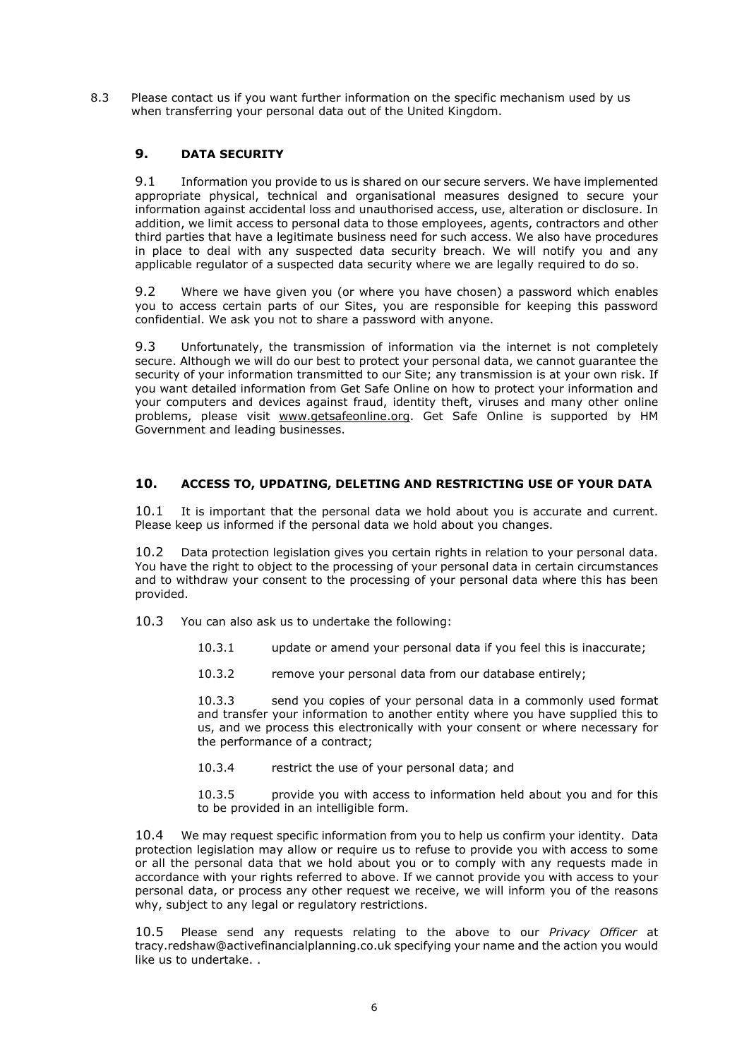8.3 Please contact us if you want further information on the specific mechanism used by us when transferring your personal data out of the United Kingdom.

## 9. DATA SECURITY

9.1 Information you provide to us is shared on our secure servers. We have implemented appropriate physical, technical and organisational measures designed to secure your information against accidental loss and unauthorised access, use, alteration or disclosure. In addition, we limit access to personal data to those employees, agents, contractors and other third parties that have a legitimate business need for such access. We also have procedures in place to deal with any suspected data security breach. We will notify you and any applicable regulator of a suspected data security where we are legally required to do so.

9.2 Where we have given you (or where you have chosen) a password which enables you to access certain parts of our Sites, you are responsible for keeping this password confidential. We ask you not to share a password with anyone.

9.3 Unfortunately, the transmission of information via the internet is not completely secure. Although we will do our best to protect your personal data, we cannot guarantee the security of your information transmitted to our Site; any transmission is at your own risk. If you want detailed information from Get Safe Online on how to protect your information and your computers and devices against fraud, identity theft, viruses and many other online problems, please visit www.getsafeonline.org. Get Safe Online is supported by HM Government and leading businesses.

## 10. ACCESS TO, UPDATING, DELETING AND RESTRICTING USE OF YOUR DATA

10.1 It is important that the personal data we hold about you is accurate and current. Please keep us informed if the personal data we hold about you changes.

10.2 Data protection legislation gives you certain rights in relation to your personal data. You have the right to object to the processing of your personal data in certain circumstances and to withdraw your consent to the processing of your personal data where this has been provided.

10.3 You can also ask us to undertake the following:

10.3.1 update or amend your personal data if you feel this is inaccurate;

10.3.2 remove your personal data from our database entirely;

10.3.3 send you copies of your personal data in a commonly used format and transfer your information to another entity where you have supplied this to us, and we process this electronically with your consent or where necessary for the performance of a contract;

10.3.4 restrict the use of your personal data; and

10.3.5 provide you with access to information held about you and for this to be provided in an intelligible form.

10.4 We may request specific information from you to help us confirm your identity. Data protection legislation may allow or require us to refuse to provide you with access to some or all the personal data that we hold about you or to comply with any requests made in accordance with your rights referred to above. If we cannot provide you with access to your personal data, or process any other request we receive, we will inform you of the reasons why, subject to any legal or regulatory restrictions.

10.5 Please send any requests relating to the above to our *Privacy Officer* at tracy.redshaw@activefinancialplanning.co.uk specifying your name and the action you would like us to undertake. .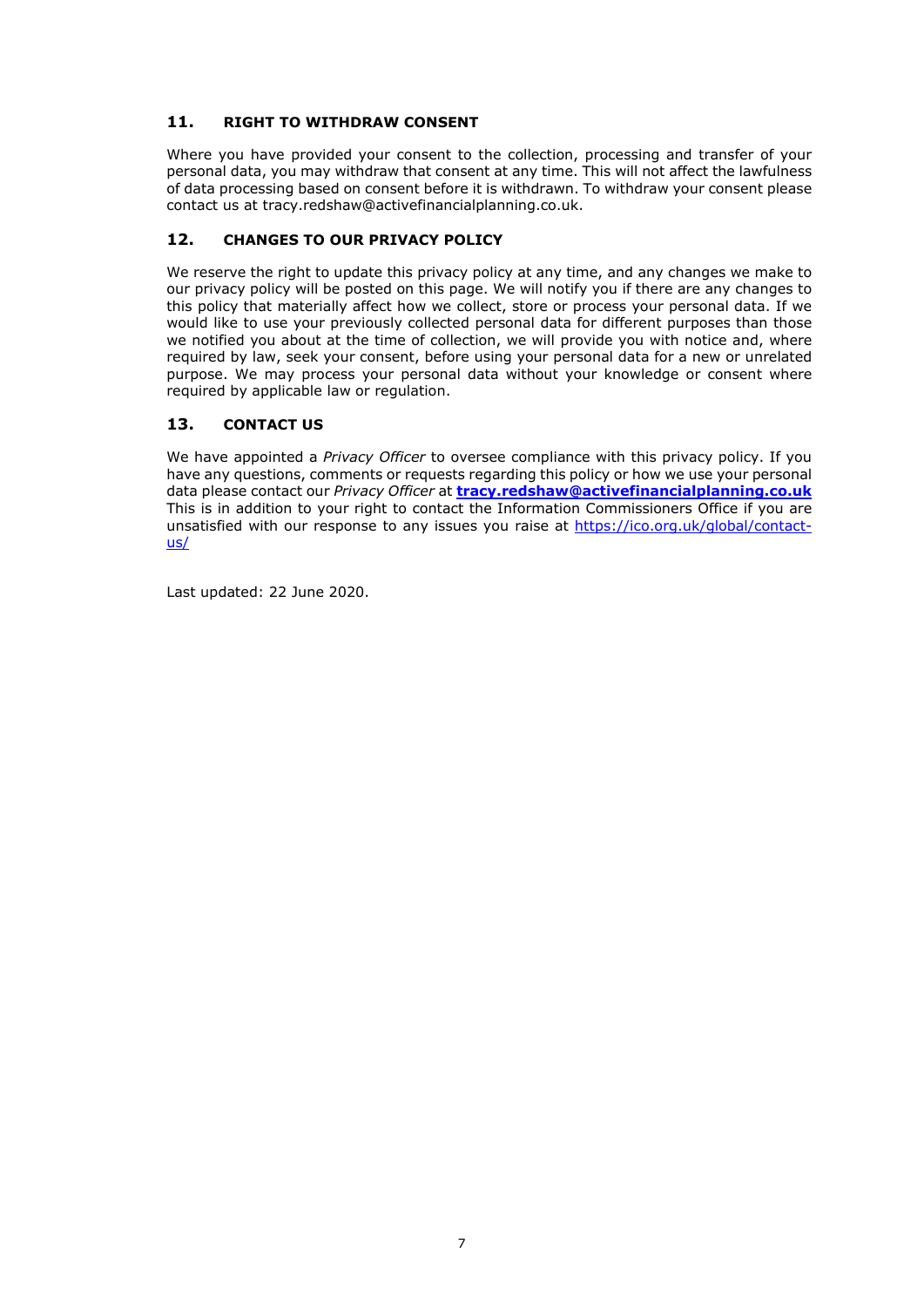## 11. RIGHT TO WITHDRAW CONSENT

Where you have provided your consent to the collection, processing and transfer of your personal data, you may withdraw that consent at any time. This will not affect the lawfulness of data processing based on consent before it is withdrawn. To withdraw your consent please contact us at tracy.redshaw@activefinancialplanning.co.uk.

## 12. CHANGES TO OUR PRIVACY POLICY

We reserve the right to update this privacy policy at any time, and any changes we make to our privacy policy will be posted on this page. We will notify you if there are any changes to this policy that materially affect how we collect, store or process your personal data. If we would like to use your previously collected personal data for different purposes than those we notified you about at the time of collection, we will provide you with notice and, where required by law, seek your consent, before using your personal data for a new or unrelated purpose. We may process your personal data without your knowledge or consent where required by applicable law or regulation.

## 13. CONTACT US

We have appointed a *Privacy Officer* to oversee compliance with this privacy policy. If you have any questions, comments or requests regarding this policy or how we use your personal data please contact our *Privacy Officer* at **tracy.redshaw@activefinancialplanning.co.uk** This is in addition to your right to contact the Information Commissioners Office if you are unsatisfied with our response to any issues you raise at https://ico.org.uk/global/contact-us/

Last updated: 22 June 2020.